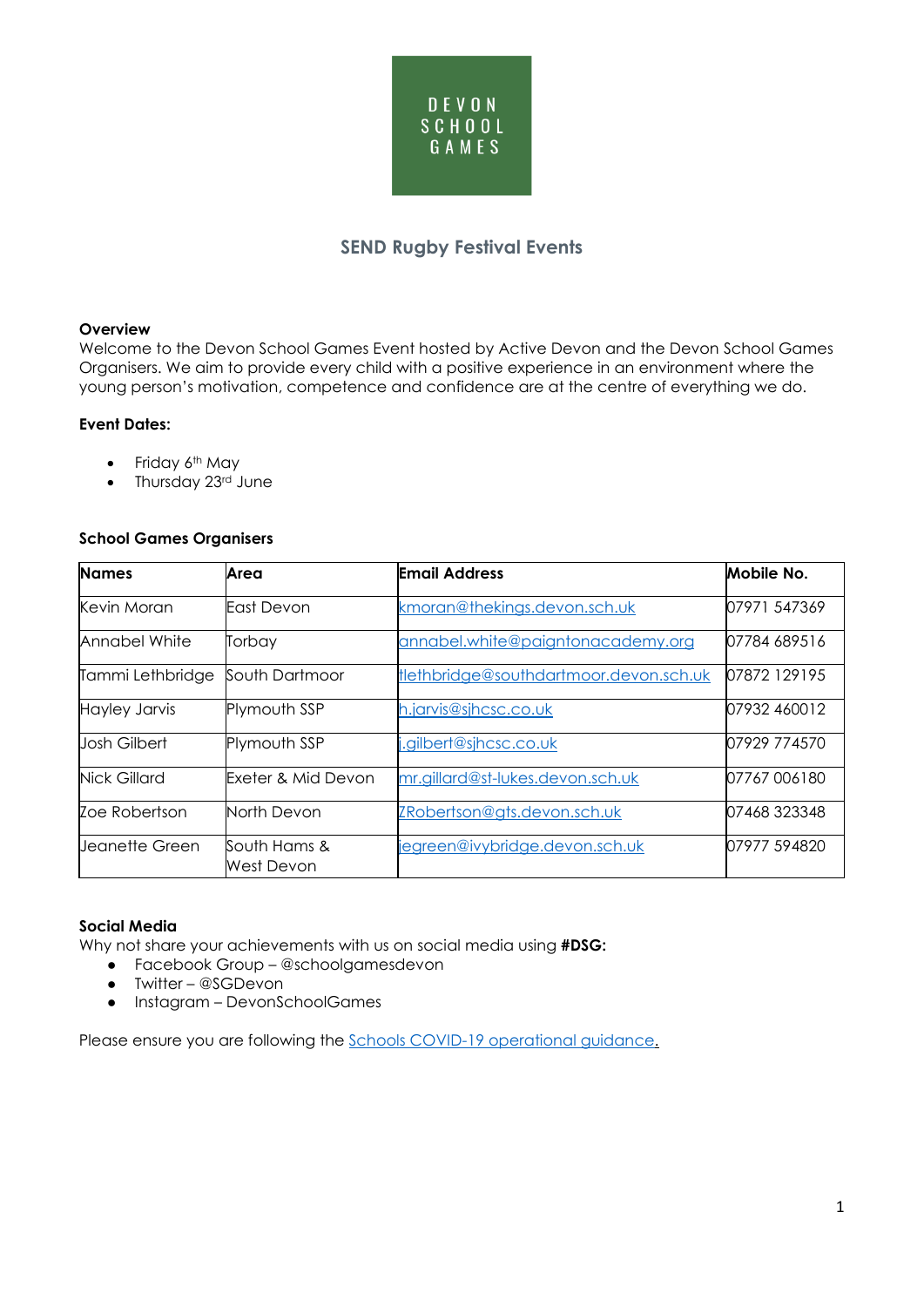DEVON SCHOOL GAMES

# SEND Rugby Festival Events

**Overview**

Welcome to the Devon School Games Event hosted by Active Devon and the Devon School Games Organisers. We aim to provide every child with a positive experience in an environment where the young person's motivation, competence and confidence are at the centre of everything we do.

**Event Dates:**

- Friday 6th May
- Thursday 23rd June

**School Games Organisers**

| Names | Area | Email Address | Mobile No. |
|---|---|---|---|
| Kevin Moran | East Devon | kmoran@thekings.devon.sch.uk | 07971 547369 |
| Annabel White | Torbay | annabel.white@paigntonacademy.org | 07784 689516 |
| Tammi Lethbridge | South Dartmoor | tlethbridge@southdartmoor.devon.sch.uk | 07872 129195 |
| Hayley Jarvis | Plymouth SSP | h.jarvis@sjhcsc.co.uk | 07932 460012 |
| Josh Gilbert | Plymouth SSP | j.gilbert@sjhcsc.co.uk | 07929 774570 |
| Nick Gillard | Exeter & Mid Devon | mr.gillard@st-lukes.devon.sch.uk | 07767 006180 |
| Zoe Robertson | North Devon | ZRobertson@gts.devon.sch.uk | 07468 323348 |
| Jeanette Green | South Hams & West Devon | jegreen@ivybridge.devon.sch.uk | 07977 594820 |

**Social Media**

Why not share your achievements with us on social media using **#DSG:**

- Facebook Group – @schoolgamesdevon
- Twitter – @SGDevon
- Instagram – DevonSchoolGames

Please ensure you are following the Schools COVID-19 operational guidance.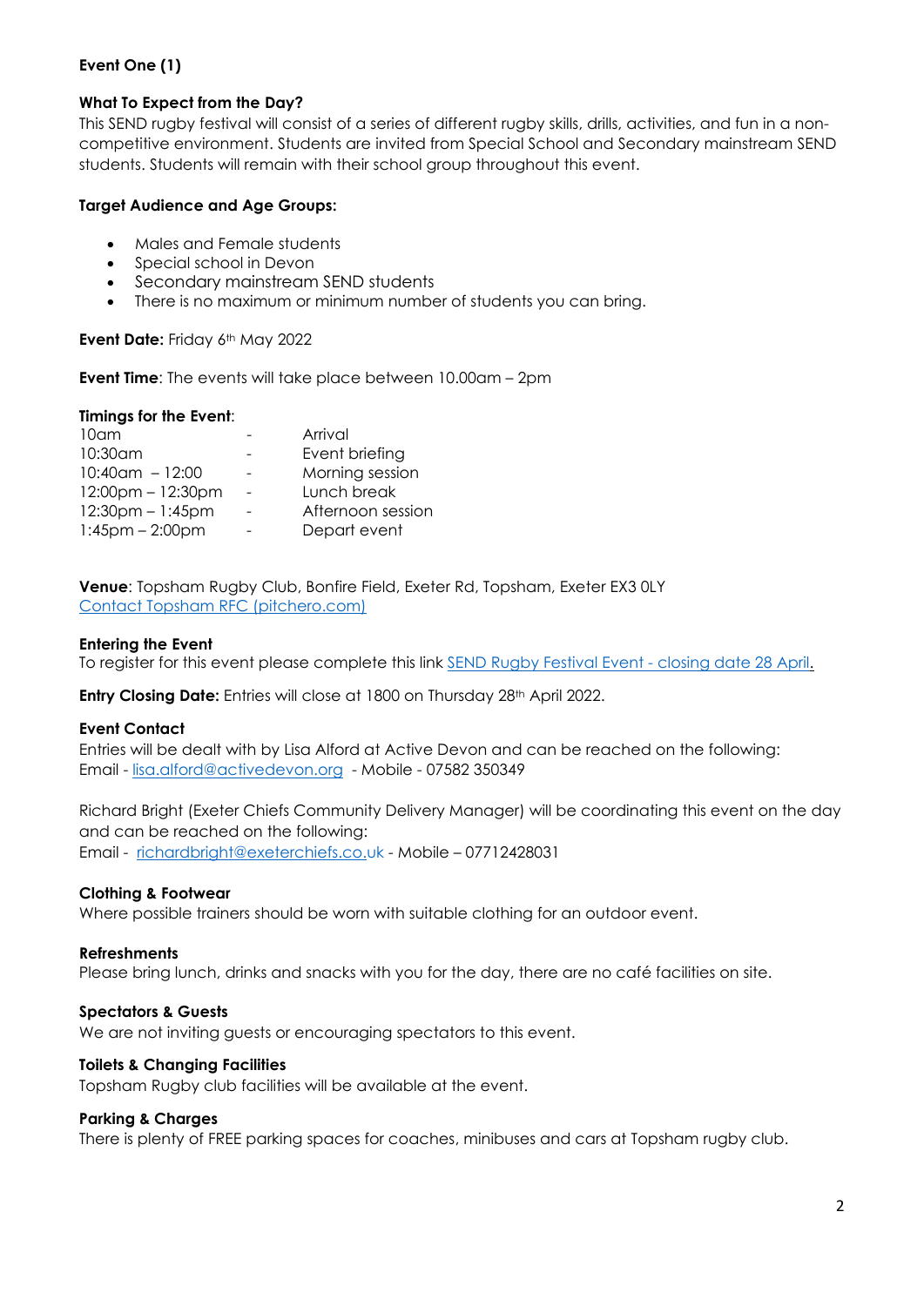**Event One (1)**

**What To Expect from the Day?**

This SEND rugby festival will consist of a series of different rugby skills, drills, activities, and fun in a non-competitive environment. Students are invited from Special School and Secondary mainstream SEND students. Students will remain with their school group throughout this event.

**Target Audience and Age Groups:**

- Males and Female students
- Special school in Devon
- Secondary mainstream SEND students
- There is no maximum or minimum number of students you can bring.

**Event Date:** Friday 6th May 2022

**Event Time**: The events will take place between 10.00am – 2pm

**Timings for the Event**:

| | | |
|---|---|---|
| 10am | - | Arrival |
| 10:30am | - | Event briefing |
| 10:40am – 12:00 | - | Morning session |
| 12:00pm – 12:30pm | - | Lunch break |
| 12:30pm – 1:45pm | - | Afternoon session |
| 1:45pm – 2:00pm | - | Depart event |

**Venue**: Topsham Rugby Club, Bonfire Field, Exeter Rd, Topsham, Exeter EX3 0LY
Contact Topsham RFC (pitchero.com)

**Entering the Event**

To register for this event please complete this link SEND Rugby Festival Event - closing date 28 April.

**Entry Closing Date:** Entries will close at 1800 on Thursday 28th April 2022.

**Event Contact**

Entries will be dealt with by Lisa Alford at Active Devon and can be reached on the following:
Email - lisa.alford@activedevon.org - Mobile - 07582 350349

Richard Bright (Exeter Chiefs Community Delivery Manager) will be coordinating this event on the day and can be reached on the following:
Email - richardbright@exeterchiefs.co.uk - Mobile – 07712428031

**Clothing & Footwear**

Where possible trainers should be worn with suitable clothing for an outdoor event.

**Refreshments**

Please bring lunch, drinks and snacks with you for the day, there are no café facilities on site.

**Spectators & Guests**

We are not inviting guests or encouraging spectators to this event.

**Toilets & Changing Facilities**

Topsham Rugby club facilities will be available at the event.

**Parking & Charges**

There is plenty of FREE parking spaces for coaches, minibuses and cars at Topsham rugby club.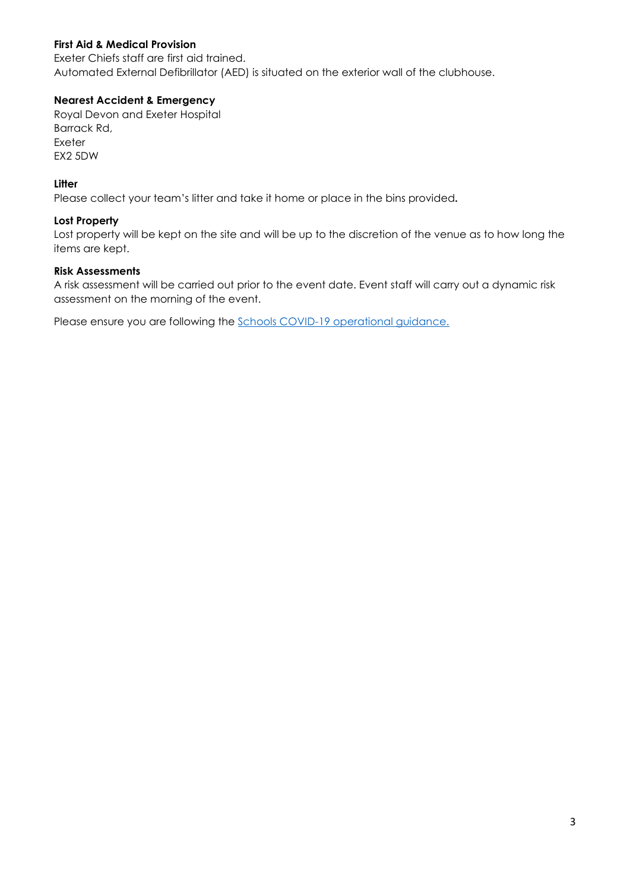**First Aid & Medical Provision**
Exeter Chiefs staff are first aid trained.
Automated External Defibrillator (AED) is situated on the exterior wall of the clubhouse.

**Nearest Accident & Emergency**
Royal Devon and Exeter Hospital
Barrack Rd,
Exeter
EX2 5DW

**Litter**
Please collect your team's litter and take it home or place in the bins provided**.**

**Lost Property**
Lost property will be kept on the site and will be up to the discretion of the venue as to how long the items are kept.

**Risk Assessments**
A risk assessment will be carried out prior to the event date. Event staff will carry out a dynamic risk assessment on the morning of the event.

Please ensure you are following the [Schools COVID-19 operational guidance.]()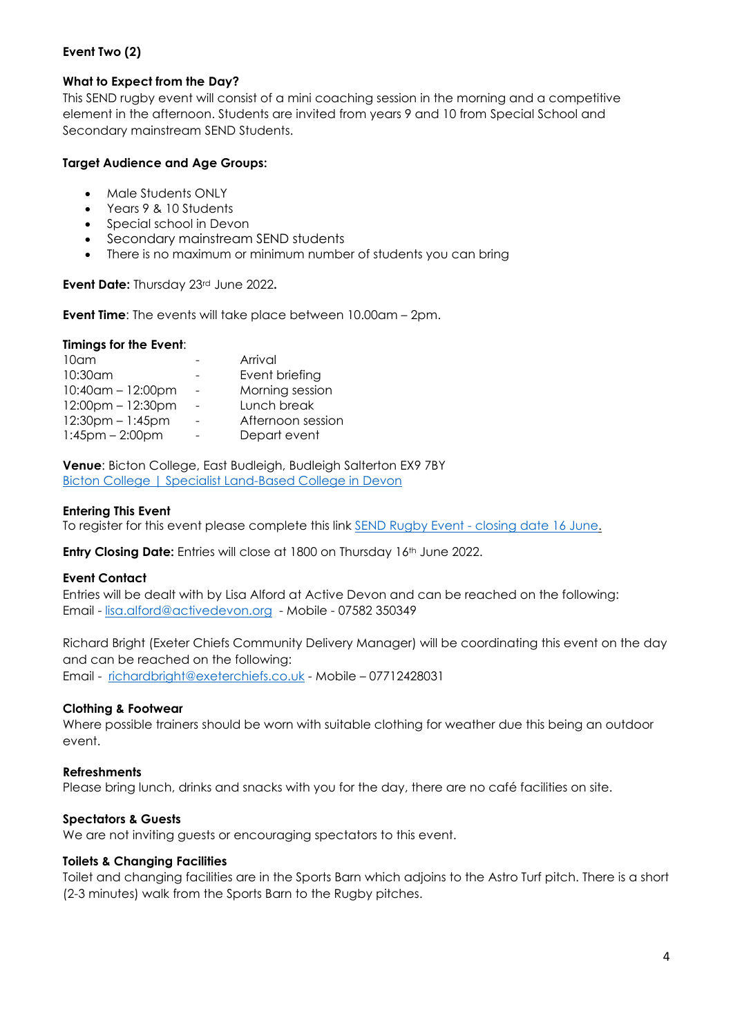**Event Two (2)**

**What to Expect from the Day?**

This SEND rugby event will consist of a mini coaching session in the morning and a competitive element in the afternoon. Students are invited from years 9 and 10 from Special School and Secondary mainstream SEND Students.

**Target Audience and Age Groups:**

- Male Students ONLY
- Years 9 & 10 Students
- Special school in Devon
- Secondary mainstream SEND students
- There is no maximum or minimum number of students you can bring

**Event Date:** Thursday 23rd June 2022**.**

**Event Time**: The events will take place between 10.00am – 2pm.

**Timings for the Event**:

| | | |
|---|---|---|
| 10am | - | Arrival |
| 10:30am | - | Event briefing |
| 10:40am – 12:00pm | - | Morning session |
| 12:00pm – 12:30pm | - | Lunch break |
| 12:30pm – 1:45pm | - | Afternoon session |
| 1:45pm – 2:00pm | - | Depart event |

**Venue**: Bicton College, East Budleigh, Budleigh Salterton EX9 7BY
[Bicton College | Specialist Land-Based College in Devon]()

**Entering This Event**

To register for this event please complete this link [SEND Rugby Event - closing date 16 June]().

**Entry Closing Date:** Entries will close at 1800 on Thursday 16th June 2022.

**Event Contact**

Entries will be dealt with by Lisa Alford at Active Devon and can be reached on the following:
Email - lisa.alford@activedevon.org - Mobile - 07582 350349

Richard Bright (Exeter Chiefs Community Delivery Manager) will be coordinating this event on the day and can be reached on the following:
Email - richardbright@exeterchiefs.co.uk - Mobile – 07712428031

**Clothing & Footwear**

Where possible trainers should be worn with suitable clothing for weather due this being an outdoor event.

**Refreshments**

Please bring lunch, drinks and snacks with you for the day, there are no café facilities on site.

**Spectators & Guests**

We are not inviting guests or encouraging spectators to this event.

**Toilets & Changing Facilities**

Toilet and changing facilities are in the Sports Barn which adjoins to the Astro Turf pitch. There is a short (2-3 minutes) walk from the Sports Barn to the Rugby pitches.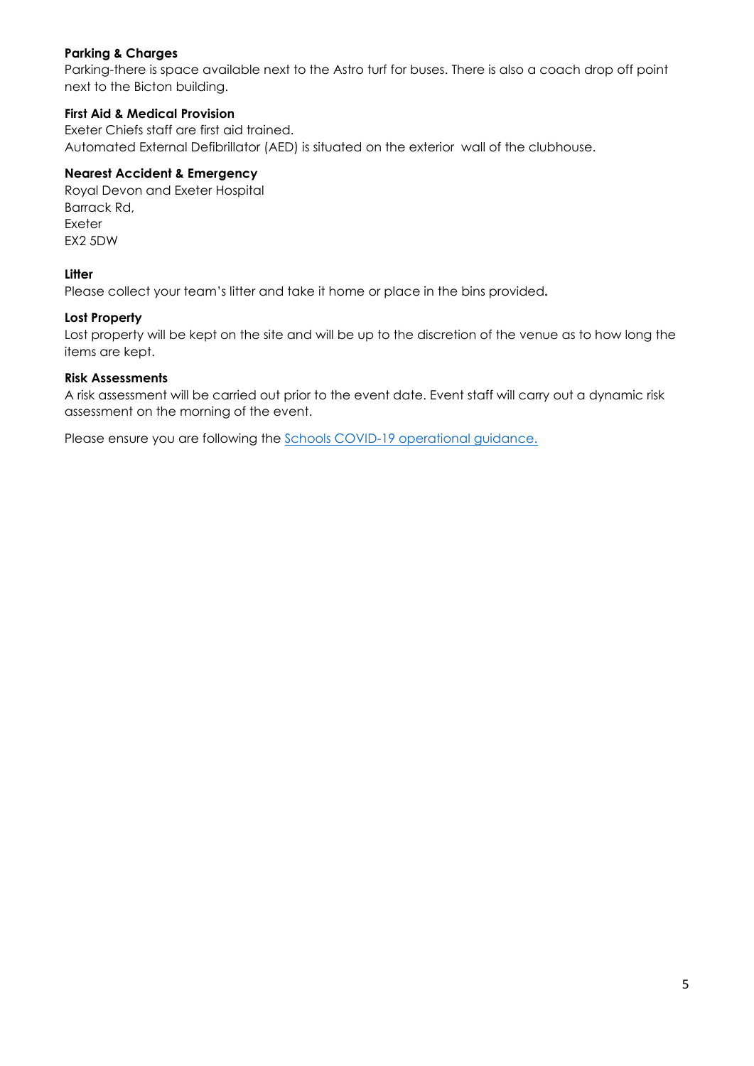**Parking & Charges**

Parking-there is space available next to the Astro turf for buses. There is also a coach drop off point next to the Bicton building.

**First Aid & Medical Provision**

Exeter Chiefs staff are first aid trained.
Automated External Defibrillator (AED) is situated on the exterior wall of the clubhouse.

**Nearest Accident & Emergency**

Royal Devon and Exeter Hospital
Barrack Rd,
Exeter
EX2 5DW

**Litter**

Please collect your team's litter and take it home or place in the bins provided**.**

**Lost Property**

Lost property will be kept on the site and will be up to the discretion of the venue as to how long the items are kept.

**Risk Assessments**

A risk assessment will be carried out prior to the event date. Event staff will carry out a dynamic risk assessment on the morning of the event.

Please ensure you are following the Schools COVID-19 operational guidance.